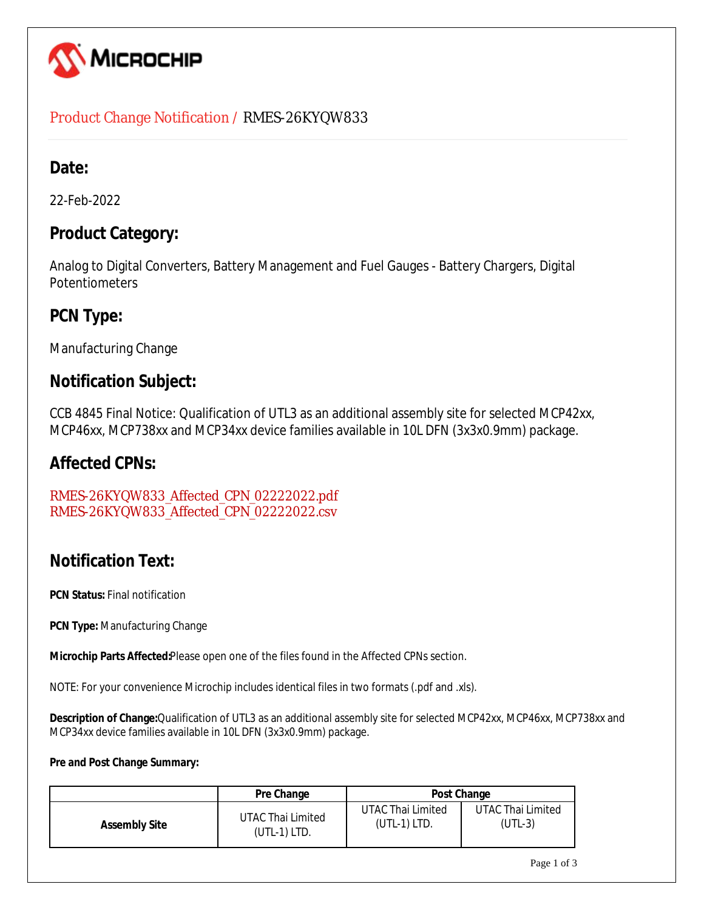# Product Change Notification / RMES-26KYQW833

## Date:

22-Feb-2022

## Product Category:

Analog to Digital Converters, Battery Management and Fuel Gauges - Battery Chargers, Digital Potentiometers

## PCN Type:

Manufacturing Change

## Notification Subject:

CCB 4845 Final Notice: Qualification of UTL3 as an additional assembly site for selected MCP42xx, MCP46xx, MCP738xx and MCP34xx device families available in 10L DFN (3x3x0.9mm) package.

## Affected CPNs:

RMES-26KYQW833_Affected_CPN_02222022.pdf
RMES-26KYQW833_Affected_CPN_02222022.csv

## Notification Text:

**PCN Status:** Final notification

**PCN Type:** Manufacturing Change

**Microchip Parts Affected:** Please open one of the files found in the Affected CPNs section.

NOTE: For your convenience Microchip includes identical files in two formats (.pdf and .xls).

**Description of Change:** Qualification of UTL3 as an additional assembly site for selected MCP42xx, MCP46xx, MCP738xx and MCP34xx device families available in 10L DFN (3x3x0.9mm) package.

**Pre and Post Change Summary:**

| | Pre Change | Post Change | |
|---|---|---|---|
| **Assembly Site** | UTAC Thai Limited (UTL-1) LTD. | UTAC Thai Limited (UTL-1) LTD. | UTAC Thai Limited (UTL-3) |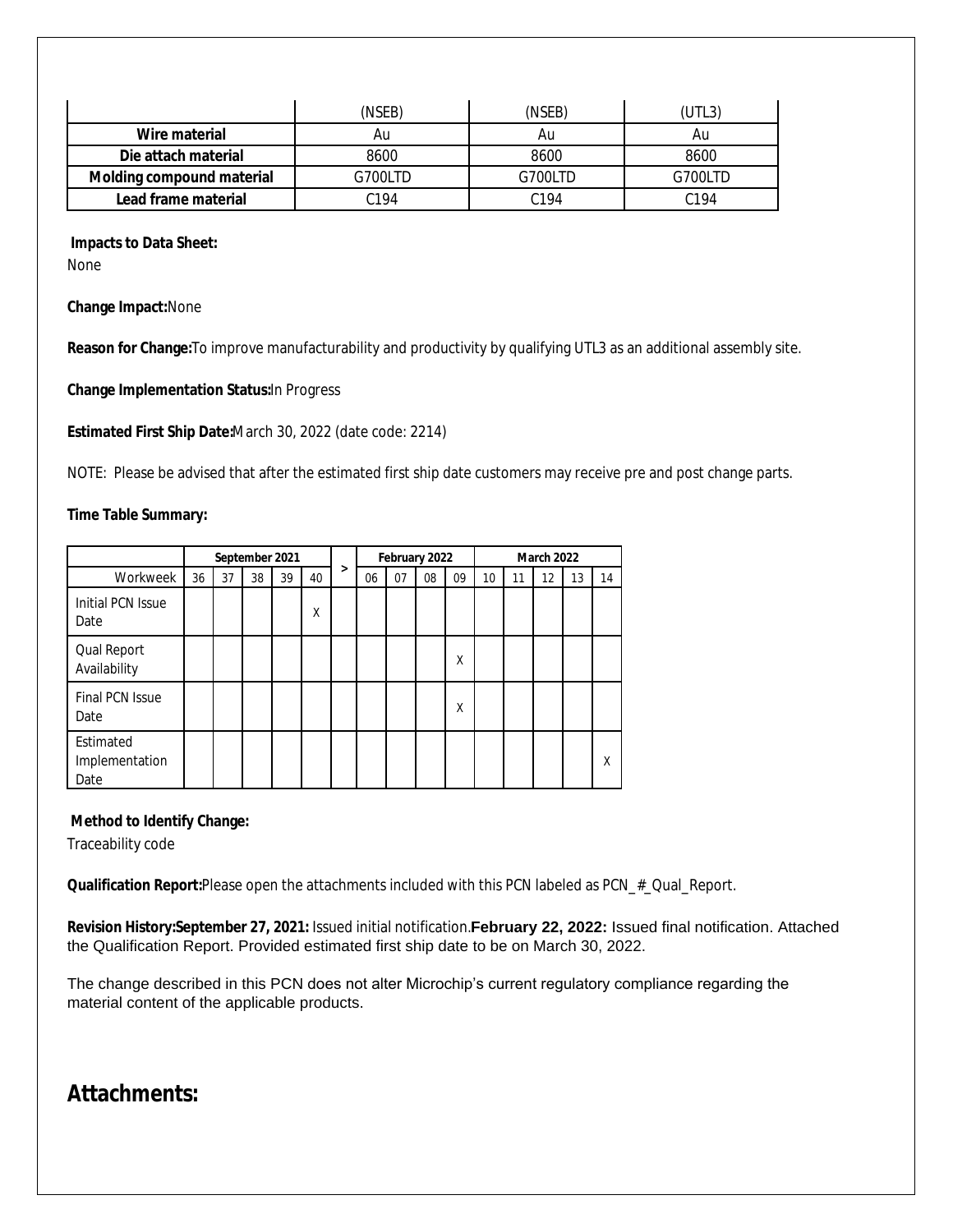| | (NSEB) | (NSEB) | (UTL3) |
|---|---|---|---|
| **Wire material** | Au | Au | Au |
| **Die attach material** | 8600 | 8600 | 8600 |
| **Molding compound material** | G700LTD | G700LTD | G700LTD |
| **Lead frame material** | C194 | C194 | C194 |

**Impacts to Data Sheet:**
None

**Change Impact:**None

**Reason for Change:**To improve manufacturability and productivity by qualifying UTL3 as an additional assembly site.

**Change Implementation Status:**In Progress

**Estimated First Ship Date:**March 30, 2022 (date code: 2214)

NOTE: Please be advised that after the estimated first ship date customers may receive pre and post change parts.

**Time Table Summary:**

| | September 2021 | | | | | > | February 2022 | | | | March 2022 | | | | |
|---|---|---|---|---|---|---|---|---|---|---|---|---|---|---|---|
| Workweek | 36 | 37 | 38 | 39 | 40 | | 06 | 07 | 08 | 09 | 10 | 11 | 12 | 13 | 14 |
| Initial PCN Issue Date | | | | | X | | | | | | | | | | |
| Qual Report Availability | | | | | | | | | | X | | | | | |
| Final PCN Issue Date | | | | | | | | | | X | | | | | |
| Estimated Implementation Date | | | | | | | | | | | | | | | X |

**Method to Identify Change:**
Traceability code

**Qualification Report:**Please open the attachments included with this PCN labeled as PCN_#_Qual_Report.

**Revision History:September 27, 2021:** Issued initial notification.**February 22, 2022:** Issued final notification. Attached the Qualification Report. Provided estimated first ship date to be on March 30, 2022.

The change described in this PCN does not alter Microchip's current regulatory compliance regarding the material content of the applicable products.

## Attachments: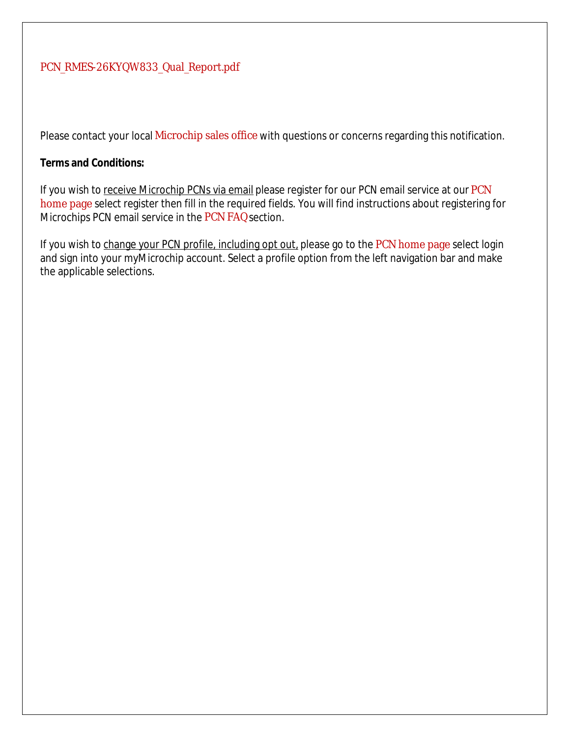PCN_RMES-26KYQW833_Qual_Report.pdf

Please contact your local Microchip sales office with questions or concerns regarding this notification.

**Terms and Conditions:**

If you wish to receive Microchip PCNs via email please register for our PCN email service at our PCN home page select register then fill in the required fields. You will find instructions about registering for Microchips PCN email service in the PCN FAQ section.

If you wish to change your PCN profile, including opt out, please go to the PCN home page select login and sign into your myMicrochip account. Select a profile option from the left navigation bar and make the applicable selections.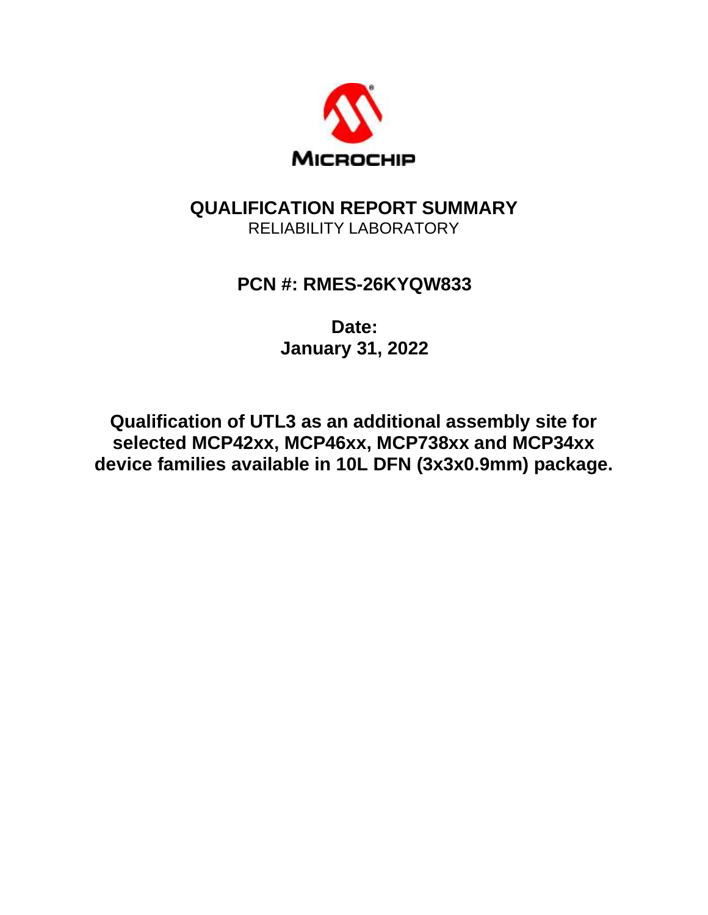MICROCHIP

# QUALIFICATION REPORT SUMMARY

RELIABILITY LABORATORY

## PCN #: RMES-26KYQW833

**Date:**
**January 31, 2022**

**Qualification of UTL3 as an additional assembly site for selected MCP42xx, MCP46xx, MCP738xx and MCP34xx device families available in 10L DFN (3x3x0.9mm) package.**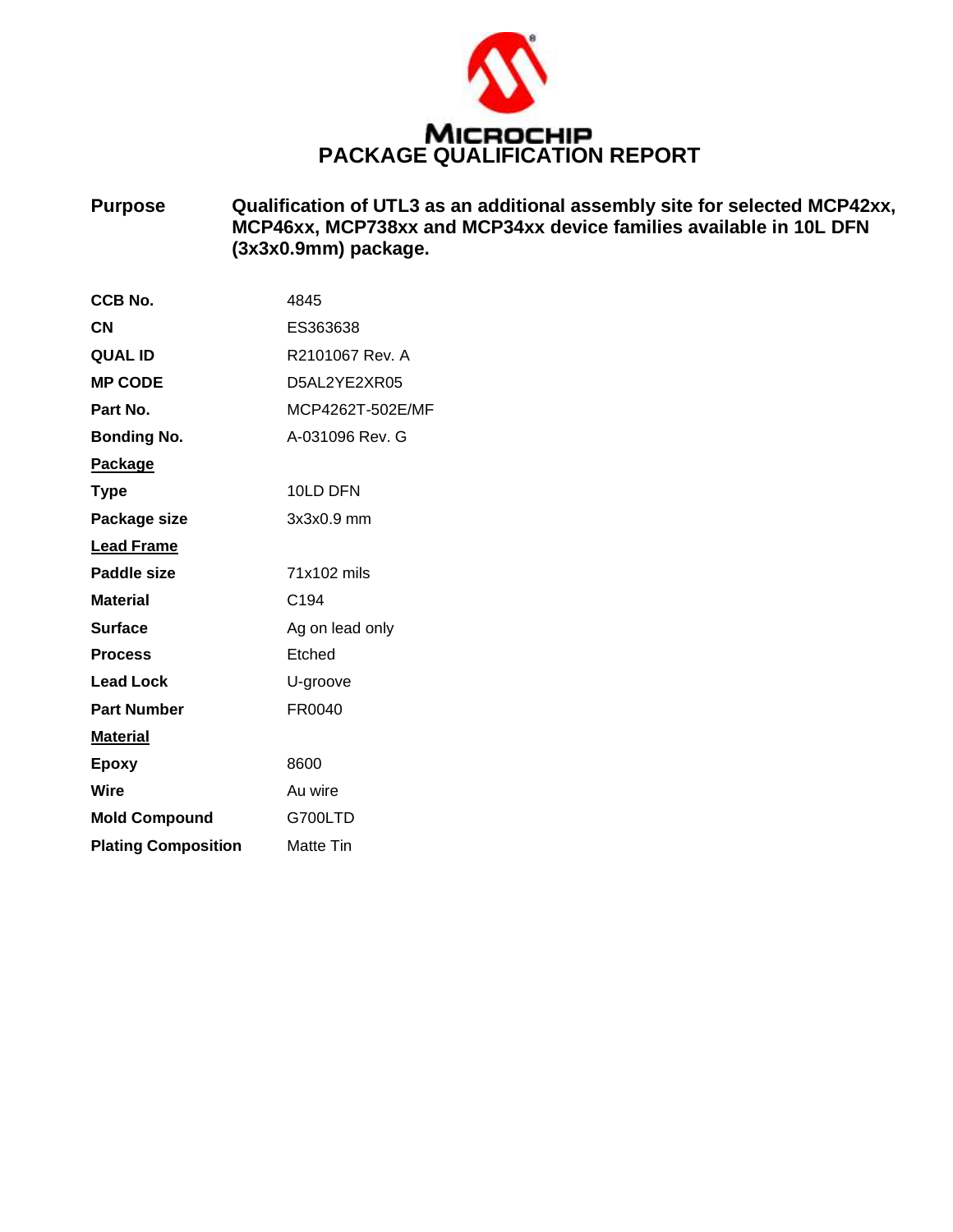# PACKAGE QUALIFICATION REPORT

| | |
|---|---|
| **Purpose** | **Qualification of UTL3 as an additional assembly site for selected MCP42xx, MCP46xx, MCP738xx and MCP34xx device families available in 10L DFN (3x3x0.9mm) package.** |

| | |
|---|---|
| **CCB No.** | 4845 |
| **CN** | ES363638 |
| **QUAL ID** | R2101067 Rev. A |
| **MP CODE** | D5AL2YE2XR05 |
| **Part No.** | MCP4262T-502E/MF |
| **Bonding No.** | A-031096 Rev. G |
| **Package** | |
| **Type** | 10LD DFN |
| **Package size** | 3x3x0.9 mm |
| **Lead Frame** | |
| **Paddle size** | 71x102 mils |
| **Material** | C194 |
| **Surface** | Ag on lead only |
| **Process** | Etched |
| **Lead Lock** | U-groove |
| **Part Number** | FR0040 |
| **Material** | |
| **Epoxy** | 8600 |
| **Wire** | Au wire |
| **Mold Compound** | G700LTD |
| **Plating Composition** | Matte Tin |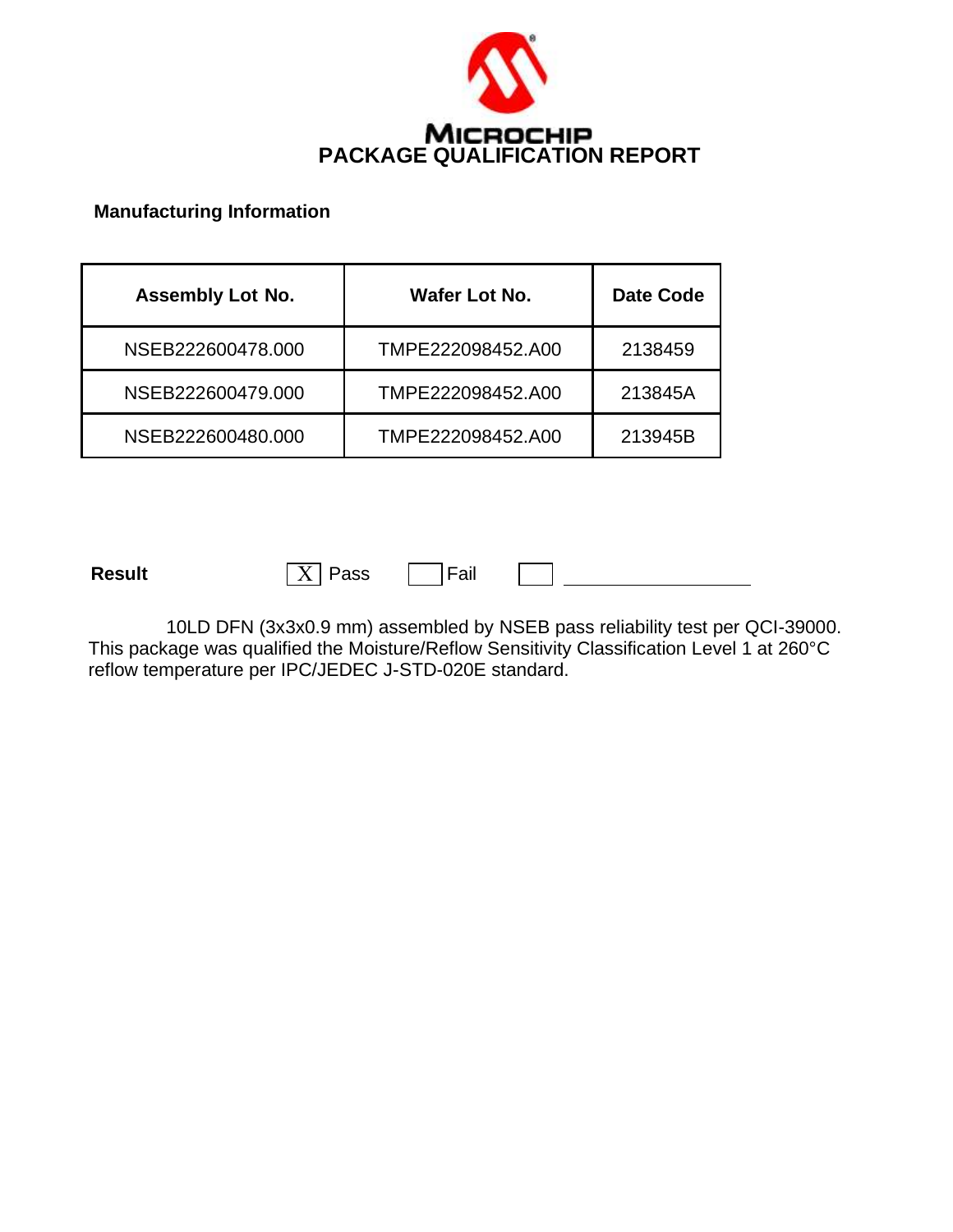# PACKAGE QUALIFICATION REPORT

**Manufacturing Information**

| Assembly Lot No. | Wafer Lot No. | Date Code |
|---|---|---|
| NSEB222600478.000 | TMPE222098452.A00 | 2138459 |
| NSEB222600479.000 | TMPE222098452.A00 | 213845A |
| NSEB222600480.000 | TMPE222098452.A00 | 213945B |

**Result** [X] Pass [ ] Fail [ ] ____________________

10LD DFN (3x3x0.9 mm) assembled by NSEB pass reliability test per QCI-39000. This package was qualified the Moisture/Reflow Sensitivity Classification Level 1 at 260°C reflow temperature per IPC/JEDEC J-STD-020E standard.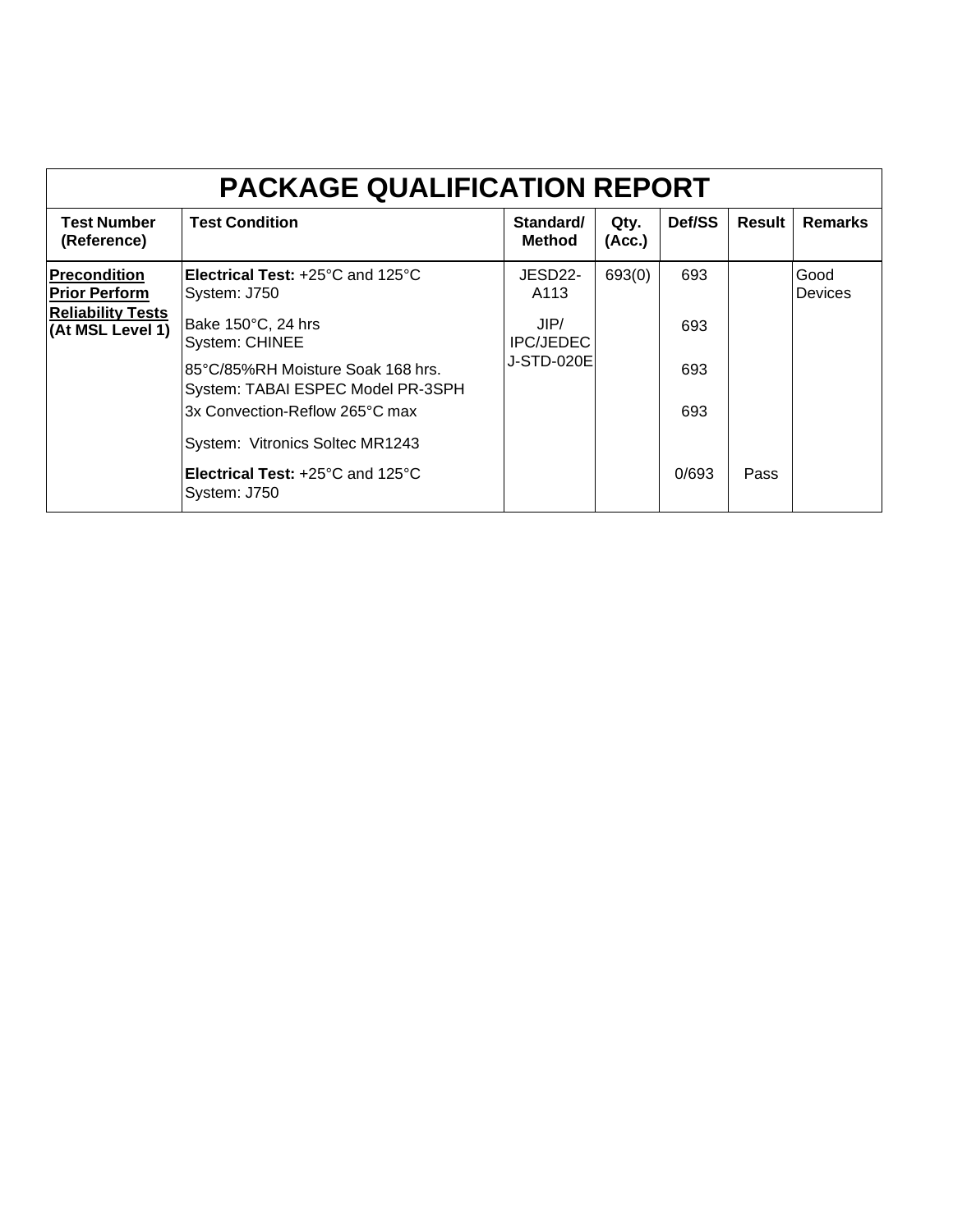# PACKAGE QUALIFICATION REPORT

| Test Number (Reference) | Test Condition | Standard/ Method | Qty. (Acc.) | Def/SS | Result | Remarks |
|---|---|---|---|---|---|---|
| **Precondition Prior Perform Reliability Tests (At MSL Level 1)** | **Electrical Test:** +25°C and 125°C System: J750 | JESD22-A113 | 693(0) | 693 | | Good Devices |
| | Bake 150°C, 24 hrs System: CHINEE | JIP/ IPC/JEDEC J-STD-020E | | 693 | | |
| | 85°C/85%RH Moisture Soak 168 hrs. System: TABAI ESPEC Model PR-3SPH | | | 693 | | |
| | 3x Convection-Reflow 265°C max | | | 693 | | |
| | System: Vitronics Soltec MR1243 | | | | | |
| | **Electrical Test:** +25°C and 125°C System: J750 | | | 0/693 | Pass | |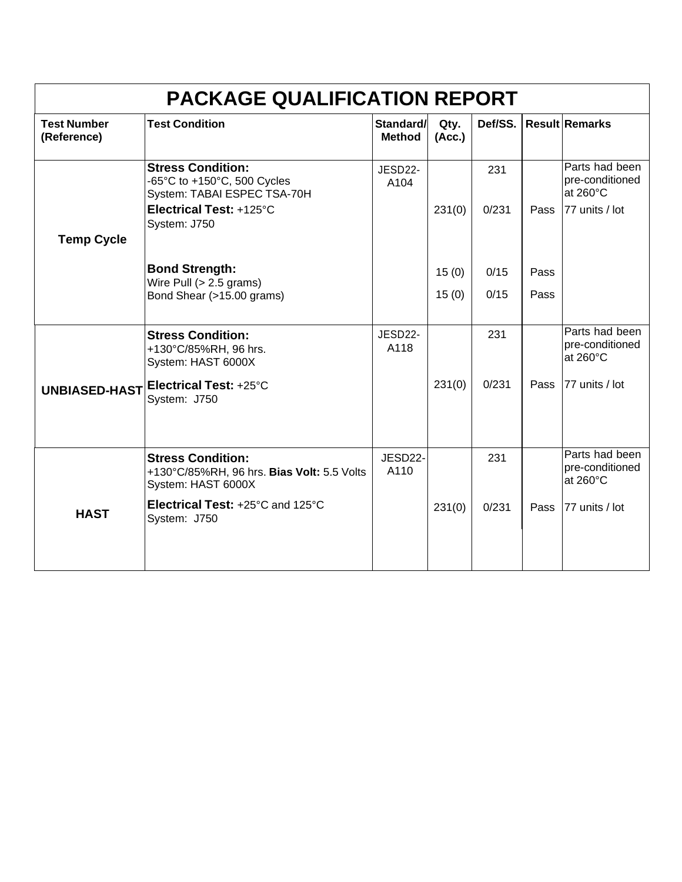# PACKAGE QUALIFICATION REPORT

| Test Number (Reference) | Test Condition | Standard/ Method | Qty. (Acc.) | Def/SS. | Result | Remarks |
|---|---|---|---|---|---|---|
| Temp Cycle | **Stress Condition:** -65°C to +150°C, 500 Cycles System: TABAI ESPEC TSA-70H | JESD22-A104 | | 231 | | Parts had been pre-conditioned at 260°C |
| | **Electrical Test:** +125°C System: J750 | | 231(0) | 0/231 | Pass | 77 units / lot |
| | **Bond Strength:** Wire Pull (> 2.5 grams) | | 15 (0) | 0/15 | Pass | |
| | Bond Shear (>15.00 grams) | | 15 (0) | 0/15 | Pass | |
| UNBIASED-HAST | **Stress Condition:** +130°C/85%RH, 96 hrs. System: HAST 6000X | JESD22-A118 | | 231 | | Parts had been pre-conditioned at 260°C |
| | **Electrical Test:** +25°C System: J750 | | 231(0) | 0/231 | Pass | 77 units / lot |
| HAST | **Stress Condition:** +130°C/85%RH, 96 hrs. **Bias Volt:** 5.5 Volts System: HAST 6000X | JESD22-A110 | | 231 | | Parts had been pre-conditioned at 260°C |
| | **Electrical Test:** +25°C and 125°C System: J750 | | 231(0) | 0/231 | Pass | 77 units / lot |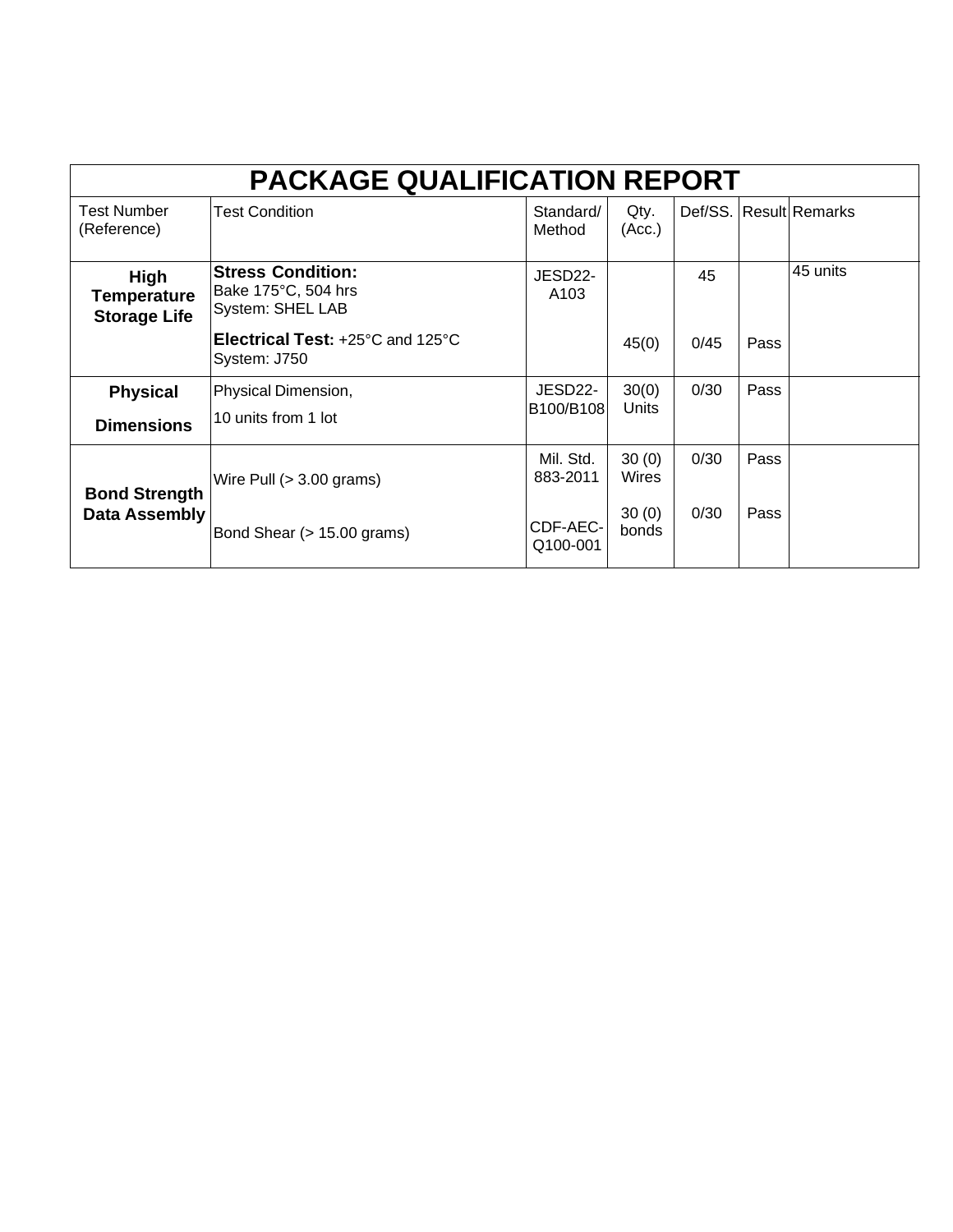| PACKAGE QUALIFICATION REPORT | | | | | | |
|---|---|---|---|---|---|---|
| Test Number (Reference) | Test Condition | Standard/ Method | Qty. (Acc.) | Def/SS. | Result | Remarks |
| **High Temperature Storage Life** | **Stress Condition:** Bake 175°C, 504 hrs System: SHEL LAB | JESD22-A103 | | 45 | | 45 units |
| | **Electrical Test:** +25°C and 125°C System: J750 | | 45(0) | 0/45 | Pass | |
| **Physical Dimensions** | Physical Dimension, 10 units from 1 lot | JESD22-B100/B108 | 30(0) Units | 0/30 | Pass | |
| **Bond Strength Data Assembly** | Wire Pull (> 3.00 grams) | Mil. Std. 883-2011 | 30 (0) Wires | 0/30 | Pass | |
| | Bond Shear (> 15.00 grams) | CDF-AEC-Q100-001 | 30 (0) bonds | 0/30 | Pass | |